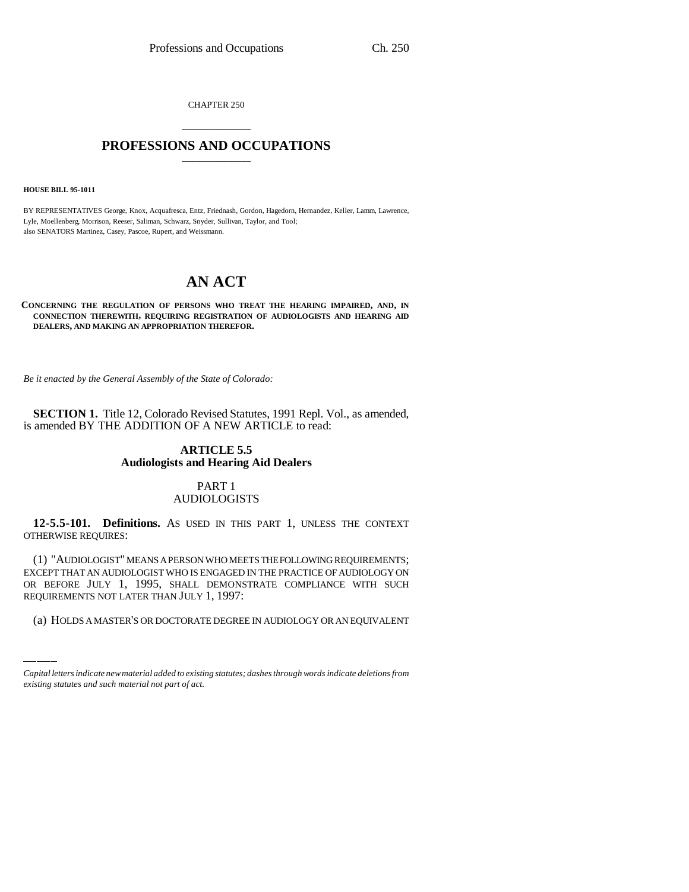CHAPTER 250

# PROFESSIONS AND OCCUPATIONS

**HOUSE BILL 95-1011**

BY REPRESENTATIVES George, Knox, Acquafresca, Entz, Friednash, Gordon, Hagedorn, Hernandez, Keller, Lamm, Lawrence, Lyle, Moellenberg, Morrison, Reeser, Saliman, Schwarz, Snyder, Sullivan, Taylor, and Tool;
also SENATORS Martinez, Casey, Pascoe, Rupert, and Weissmann.

# AN ACT

**CONCERNING THE REGULATION OF PERSONS WHO TREAT THE HEARING IMPAIRED, AND, IN CONNECTION THEREWITH, REQUIRING REGISTRATION OF AUDIOLOGISTS AND HEARING AID DEALERS, AND MAKING AN APPROPRIATION THEREFOR.**

*Be it enacted by the General Assembly of the State of Colorado:*

**SECTION 1.** Title 12, Colorado Revised Statutes, 1991 Repl. Vol., as amended, is amended BY THE ADDITION OF A NEW ARTICLE to read:

## ARTICLE 5.5
## Audiologists and Hearing Aid Dealers

### PART 1
### AUDIOLOGISTS

**12-5.5-101. Definitions.** AS USED IN THIS PART 1, UNLESS THE CONTEXT OTHERWISE REQUIRES:

(1) "AUDIOLOGIST" MEANS A PERSON WHO MEETS THE FOLLOWING REQUIREMENTS; EXCEPT THAT AN AUDIOLOGIST WHO IS ENGAGED IN THE PRACTICE OF AUDIOLOGY ON OR BEFORE JULY 1, 1995, SHALL DEMONSTRATE COMPLIANCE WITH SUCH REQUIREMENTS NOT LATER THAN JULY 1, 1997:

(a) HOLDS A MASTER'S OR DOCTORATE DEGREE IN AUDIOLOGY OR AN EQUIVALENT

*Capital letters indicate new material added to existing statutes; dashes through words indicate deletions from existing statutes and such material not part of act.*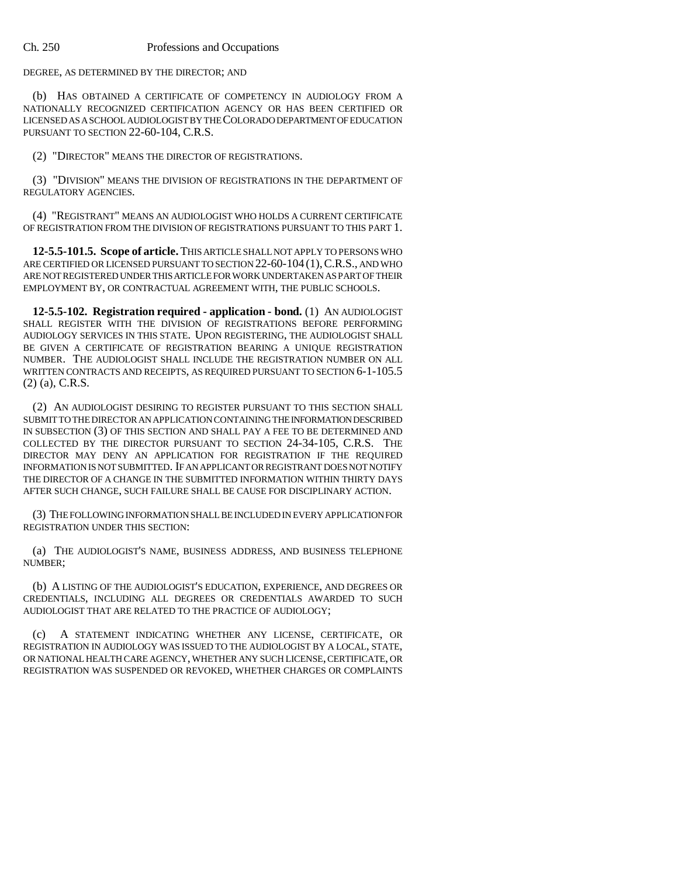DEGREE, AS DETERMINED BY THE DIRECTOR; AND

(b) HAS OBTAINED A CERTIFICATE OF COMPETENCY IN AUDIOLOGY FROM A NATIONALLY RECOGNIZED CERTIFICATION AGENCY OR HAS BEEN CERTIFIED OR LICENSED AS A SCHOOL AUDIOLOGIST BY THE COLORADO DEPARTMENT OF EDUCATION PURSUANT TO SECTION 22-60-104, C.R.S.

(2) "DIRECTOR" MEANS THE DIRECTOR OF REGISTRATIONS.

(3) "DIVISION" MEANS THE DIVISION OF REGISTRATIONS IN THE DEPARTMENT OF REGULATORY AGENCIES.

(4) "REGISTRANT" MEANS AN AUDIOLOGIST WHO HOLDS A CURRENT CERTIFICATE OF REGISTRATION FROM THE DIVISION OF REGISTRATIONS PURSUANT TO THIS PART 1.

**12-5.5-101.5. Scope of article.** THIS ARTICLE SHALL NOT APPLY TO PERSONS WHO ARE CERTIFIED OR LICENSED PURSUANT TO SECTION 22-60-104 (1), C.R.S., AND WHO ARE NOT REGISTERED UNDER THIS ARTICLE FOR WORK UNDERTAKEN AS PART OF THEIR EMPLOYMENT BY, OR CONTRACTUAL AGREEMENT WITH, THE PUBLIC SCHOOLS.

**12-5.5-102. Registration required - application - bond.** (1) AN AUDIOLOGIST SHALL REGISTER WITH THE DIVISION OF REGISTRATIONS BEFORE PERFORMING AUDIOLOGY SERVICES IN THIS STATE. UPON REGISTERING, THE AUDIOLOGIST SHALL BE GIVEN A CERTIFICATE OF REGISTRATION BEARING A UNIQUE REGISTRATION NUMBER. THE AUDIOLOGIST SHALL INCLUDE THE REGISTRATION NUMBER ON ALL WRITTEN CONTRACTS AND RECEIPTS, AS REQUIRED PURSUANT TO SECTION 6-1-105.5 (2) (a), C.R.S.

(2) AN AUDIOLOGIST DESIRING TO REGISTER PURSUANT TO THIS SECTION SHALL SUBMIT TO THE DIRECTOR AN APPLICATION CONTAINING THE INFORMATION DESCRIBED IN SUBSECTION (3) OF THIS SECTION AND SHALL PAY A FEE TO BE DETERMINED AND COLLECTED BY THE DIRECTOR PURSUANT TO SECTION 24-34-105, C.R.S. THE DIRECTOR MAY DENY AN APPLICATION FOR REGISTRATION IF THE REQUIRED INFORMATION IS NOT SUBMITTED. IF AN APPLICANT OR REGISTRANT DOES NOT NOTIFY THE DIRECTOR OF A CHANGE IN THE SUBMITTED INFORMATION WITHIN THIRTY DAYS AFTER SUCH CHANGE, SUCH FAILURE SHALL BE CAUSE FOR DISCIPLINARY ACTION.

(3) THE FOLLOWING INFORMATION SHALL BE INCLUDED IN EVERY APPLICATION FOR REGISTRATION UNDER THIS SECTION:

(a) THE AUDIOLOGIST'S NAME, BUSINESS ADDRESS, AND BUSINESS TELEPHONE NUMBER;

(b) A LISTING OF THE AUDIOLOGIST'S EDUCATION, EXPERIENCE, AND DEGREES OR CREDENTIALS, INCLUDING ALL DEGREES OR CREDENTIALS AWARDED TO SUCH AUDIOLOGIST THAT ARE RELATED TO THE PRACTICE OF AUDIOLOGY;

(c) A STATEMENT INDICATING WHETHER ANY LICENSE, CERTIFICATE, OR REGISTRATION IN AUDIOLOGY WAS ISSUED TO THE AUDIOLOGIST BY A LOCAL, STATE, OR NATIONAL HEALTH CARE AGENCY, WHETHER ANY SUCH LICENSE, CERTIFICATE, OR REGISTRATION WAS SUSPENDED OR REVOKED, WHETHER CHARGES OR COMPLAINTS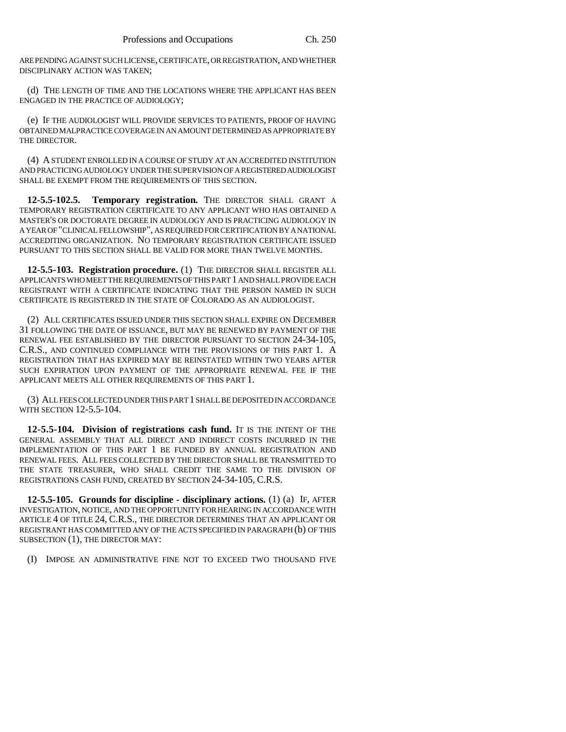ARE PENDING AGAINST SUCH LICENSE, CERTIFICATE, OR REGISTRATION, AND WHETHER DISCIPLINARY ACTION WAS TAKEN;

(d) THE LENGTH OF TIME AND THE LOCATIONS WHERE THE APPLICANT HAS BEEN ENGAGED IN THE PRACTICE OF AUDIOLOGY;

(e) IF THE AUDIOLOGIST WILL PROVIDE SERVICES TO PATIENTS, PROOF OF HAVING OBTAINED MALPRACTICE COVERAGE IN AN AMOUNT DETERMINED AS APPROPRIATE BY THE DIRECTOR.

(4) A STUDENT ENROLLED IN A COURSE OF STUDY AT AN ACCREDITED INSTITUTION AND PRACTICING AUDIOLOGY UNDER THE SUPERVISION OF A REGISTERED AUDIOLOGIST SHALL BE EXEMPT FROM THE REQUIREMENTS OF THIS SECTION.

**12-5.5-102.5. Temporary registration.** THE DIRECTOR SHALL GRANT A TEMPORARY REGISTRATION CERTIFICATE TO ANY APPLICANT WHO HAS OBTAINED A MASTER'S OR DOCTORATE DEGREE IN AUDIOLOGY AND IS PRACTICING AUDIOLOGY IN A YEAR OF "CLINICAL FELLOWSHIP", AS REQUIRED FOR CERTIFICATION BY A NATIONAL ACCREDITING ORGANIZATION. NO TEMPORARY REGISTRATION CERTIFICATE ISSUED PURSUANT TO THIS SECTION SHALL BE VALID FOR MORE THAN TWELVE MONTHS.

**12-5.5-103. Registration procedure.** (1) THE DIRECTOR SHALL REGISTER ALL APPLICANTS WHO MEET THE REQUIREMENTS OF THIS PART 1 AND SHALL PROVIDE EACH REGISTRANT WITH A CERTIFICATE INDICATING THAT THE PERSON NAMED IN SUCH CERTIFICATE IS REGISTERED IN THE STATE OF COLORADO AS AN AUDIOLOGIST.

(2) ALL CERTIFICATES ISSUED UNDER THIS SECTION SHALL EXPIRE ON DECEMBER 31 FOLLOWING THE DATE OF ISSUANCE, BUT MAY BE RENEWED BY PAYMENT OF THE RENEWAL FEE ESTABLISHED BY THE DIRECTOR PURSUANT TO SECTION 24-34-105, C.R.S., AND CONTINUED COMPLIANCE WITH THE PROVISIONS OF THIS PART 1. A REGISTRATION THAT HAS EXPIRED MAY BE REINSTATED WITHIN TWO YEARS AFTER SUCH EXPIRATION UPON PAYMENT OF THE APPROPRIATE RENEWAL FEE IF THE APPLICANT MEETS ALL OTHER REQUIREMENTS OF THIS PART 1.

(3) ALL FEES COLLECTED UNDER THIS PART 1 SHALL BE DEPOSITED IN ACCORDANCE WITH SECTION 12-5.5-104.

**12-5.5-104. Division of registrations cash fund.** IT IS THE INTENT OF THE GENERAL ASSEMBLY THAT ALL DIRECT AND INDIRECT COSTS INCURRED IN THE IMPLEMENTATION OF THIS PART 1 BE FUNDED BY ANNUAL REGISTRATION AND RENEWAL FEES. ALL FEES COLLECTED BY THE DIRECTOR SHALL BE TRANSMITTED TO THE STATE TREASURER, WHO SHALL CREDIT THE SAME TO THE DIVISION OF REGISTRATIONS CASH FUND, CREATED BY SECTION 24-34-105, C.R.S.

**12-5.5-105. Grounds for discipline - disciplinary actions.** (1) (a) IF, AFTER INVESTIGATION, NOTICE, AND THE OPPORTUNITY FOR HEARING IN ACCORDANCE WITH ARTICLE 4 OF TITLE 24, C.R.S., THE DIRECTOR DETERMINES THAT AN APPLICANT OR REGISTRANT HAS COMMITTED ANY OF THE ACTS SPECIFIED IN PARAGRAPH (b) OF THIS SUBSECTION (1), THE DIRECTOR MAY:

(I) IMPOSE AN ADMINISTRATIVE FINE NOT TO EXCEED TWO THOUSAND FIVE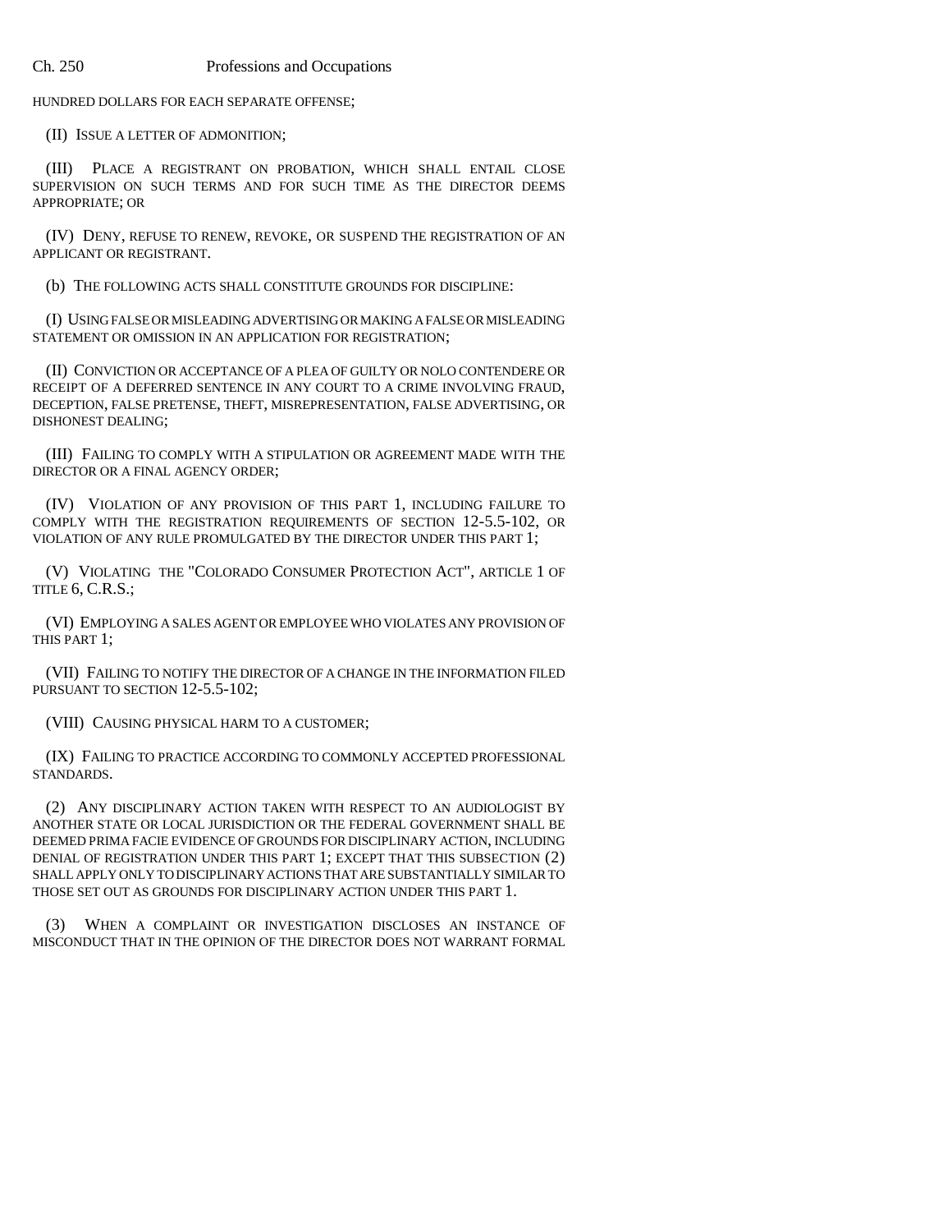HUNDRED DOLLARS FOR EACH SEPARATE OFFENSE;

(II) ISSUE A LETTER OF ADMONITION;

(III) PLACE A REGISTRANT ON PROBATION, WHICH SHALL ENTAIL CLOSE SUPERVISION ON SUCH TERMS AND FOR SUCH TIME AS THE DIRECTOR DEEMS APPROPRIATE; OR

(IV) DENY, REFUSE TO RENEW, REVOKE, OR SUSPEND THE REGISTRATION OF AN APPLICANT OR REGISTRANT.

(b) THE FOLLOWING ACTS SHALL CONSTITUTE GROUNDS FOR DISCIPLINE:

(I) USING FALSE OR MISLEADING ADVERTISING OR MAKING A FALSE OR MISLEADING STATEMENT OR OMISSION IN AN APPLICATION FOR REGISTRATION;

(II) CONVICTION OR ACCEPTANCE OF A PLEA OF GUILTY OR NOLO CONTENDERE OR RECEIPT OF A DEFERRED SENTENCE IN ANY COURT TO A CRIME INVOLVING FRAUD, DECEPTION, FALSE PRETENSE, THEFT, MISREPRESENTATION, FALSE ADVERTISING, OR DISHONEST DEALING;

(III) FAILING TO COMPLY WITH A STIPULATION OR AGREEMENT MADE WITH THE DIRECTOR OR A FINAL AGENCY ORDER;

(IV) VIOLATION OF ANY PROVISION OF THIS PART 1, INCLUDING FAILURE TO COMPLY WITH THE REGISTRATION REQUIREMENTS OF SECTION 12-5.5-102, OR VIOLATION OF ANY RULE PROMULGATED BY THE DIRECTOR UNDER THIS PART 1;

(V) VIOLATING THE "COLORADO CONSUMER PROTECTION ACT", ARTICLE 1 OF TITLE 6, C.R.S.;

(VI) EMPLOYING A SALES AGENT OR EMPLOYEE WHO VIOLATES ANY PROVISION OF THIS PART 1;

(VII) FAILING TO NOTIFY THE DIRECTOR OF A CHANGE IN THE INFORMATION FILED PURSUANT TO SECTION 12-5.5-102;

(VIII) CAUSING PHYSICAL HARM TO A CUSTOMER;

(IX) FAILING TO PRACTICE ACCORDING TO COMMONLY ACCEPTED PROFESSIONAL STANDARDS.

(2) ANY DISCIPLINARY ACTION TAKEN WITH RESPECT TO AN AUDIOLOGIST BY ANOTHER STATE OR LOCAL JURISDICTION OR THE FEDERAL GOVERNMENT SHALL BE DEEMED PRIMA FACIE EVIDENCE OF GROUNDS FOR DISCIPLINARY ACTION, INCLUDING DENIAL OF REGISTRATION UNDER THIS PART 1; EXCEPT THAT THIS SUBSECTION (2) SHALL APPLY ONLY TO DISCIPLINARY ACTIONS THAT ARE SUBSTANTIALLY SIMILAR TO THOSE SET OUT AS GROUNDS FOR DISCIPLINARY ACTION UNDER THIS PART 1.

(3) WHEN A COMPLAINT OR INVESTIGATION DISCLOSES AN INSTANCE OF MISCONDUCT THAT IN THE OPINION OF THE DIRECTOR DOES NOT WARRANT FORMAL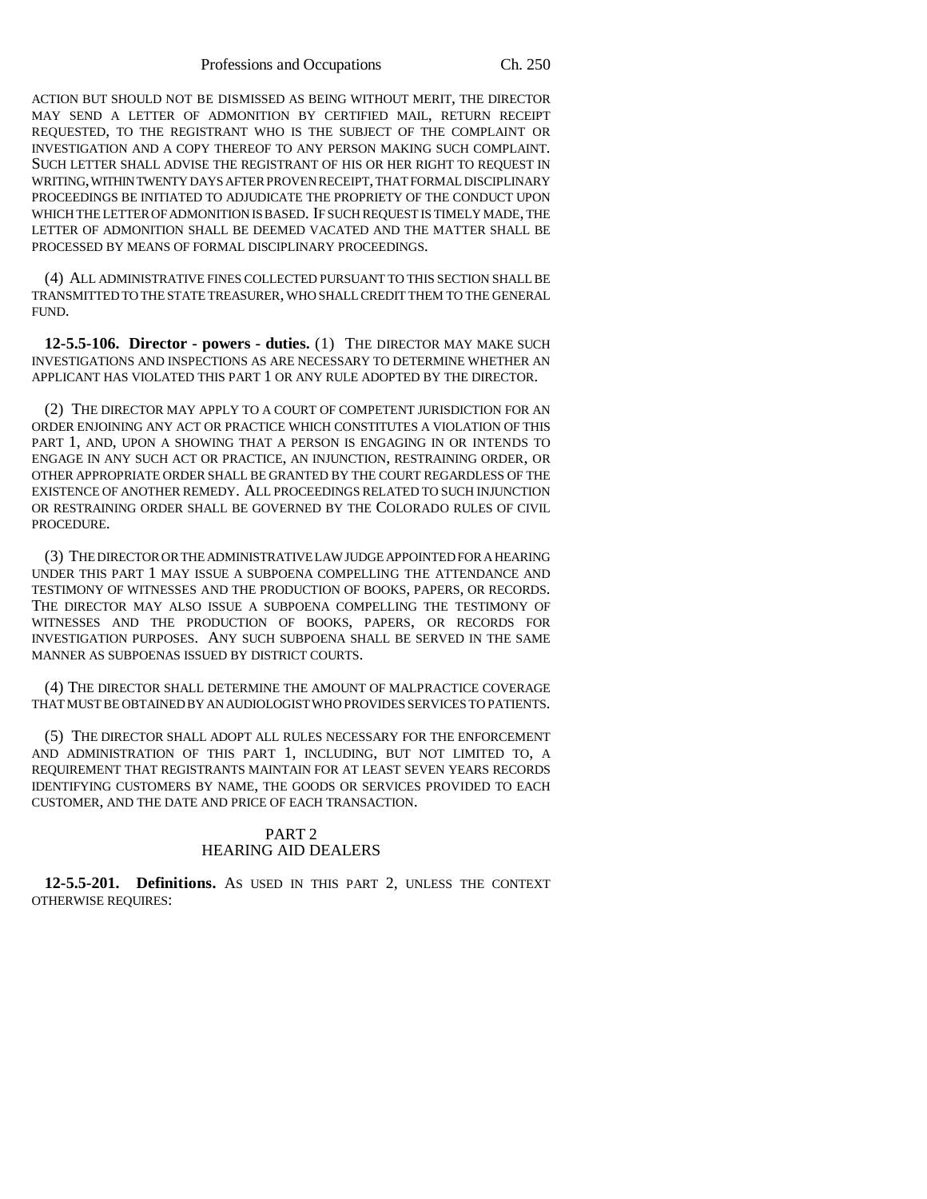ACTION BUT SHOULD NOT BE DISMISSED AS BEING WITHOUT MERIT, THE DIRECTOR MAY SEND A LETTER OF ADMONITION BY CERTIFIED MAIL, RETURN RECEIPT REQUESTED, TO THE REGISTRANT WHO IS THE SUBJECT OF THE COMPLAINT OR INVESTIGATION AND A COPY THEREOF TO ANY PERSON MAKING SUCH COMPLAINT. SUCH LETTER SHALL ADVISE THE REGISTRANT OF HIS OR HER RIGHT TO REQUEST IN WRITING, WITHIN TWENTY DAYS AFTER PROVEN RECEIPT, THAT FORMAL DISCIPLINARY PROCEEDINGS BE INITIATED TO ADJUDICATE THE PROPRIETY OF THE CONDUCT UPON WHICH THE LETTER OF ADMONITION IS BASED. IF SUCH REQUEST IS TIMELY MADE, THE LETTER OF ADMONITION SHALL BE DEEMED VACATED AND THE MATTER SHALL BE PROCESSED BY MEANS OF FORMAL DISCIPLINARY PROCEEDINGS.

(4) ALL ADMINISTRATIVE FINES COLLECTED PURSUANT TO THIS SECTION SHALL BE TRANSMITTED TO THE STATE TREASURER, WHO SHALL CREDIT THEM TO THE GENERAL FUND.

**12-5.5-106. Director - powers - duties.** (1) THE DIRECTOR MAY MAKE SUCH INVESTIGATIONS AND INSPECTIONS AS ARE NECESSARY TO DETERMINE WHETHER AN APPLICANT HAS VIOLATED THIS PART 1 OR ANY RULE ADOPTED BY THE DIRECTOR.

(2) THE DIRECTOR MAY APPLY TO A COURT OF COMPETENT JURISDICTION FOR AN ORDER ENJOINING ANY ACT OR PRACTICE WHICH CONSTITUTES A VIOLATION OF THIS PART 1, AND, UPON A SHOWING THAT A PERSON IS ENGAGING IN OR INTENDS TO ENGAGE IN ANY SUCH ACT OR PRACTICE, AN INJUNCTION, RESTRAINING ORDER, OR OTHER APPROPRIATE ORDER SHALL BE GRANTED BY THE COURT REGARDLESS OF THE EXISTENCE OF ANOTHER REMEDY. ALL PROCEEDINGS RELATED TO SUCH INJUNCTION OR RESTRAINING ORDER SHALL BE GOVERNED BY THE COLORADO RULES OF CIVIL PROCEDURE.

(3) THE DIRECTOR OR THE ADMINISTRATIVE LAW JUDGE APPOINTED FOR A HEARING UNDER THIS PART 1 MAY ISSUE A SUBPOENA COMPELLING THE ATTENDANCE AND TESTIMONY OF WITNESSES AND THE PRODUCTION OF BOOKS, PAPERS, OR RECORDS. THE DIRECTOR MAY ALSO ISSUE A SUBPOENA COMPELLING THE TESTIMONY OF WITNESSES AND THE PRODUCTION OF BOOKS, PAPERS, OR RECORDS FOR INVESTIGATION PURPOSES. ANY SUCH SUBPOENA SHALL BE SERVED IN THE SAME MANNER AS SUBPOENAS ISSUED BY DISTRICT COURTS.

(4) THE DIRECTOR SHALL DETERMINE THE AMOUNT OF MALPRACTICE COVERAGE THAT MUST BE OBTAINED BY AN AUDIOLOGIST WHO PROVIDES SERVICES TO PATIENTS.

(5) THE DIRECTOR SHALL ADOPT ALL RULES NECESSARY FOR THE ENFORCEMENT AND ADMINISTRATION OF THIS PART 1, INCLUDING, BUT NOT LIMITED TO, A REQUIREMENT THAT REGISTRANTS MAINTAIN FOR AT LEAST SEVEN YEARS RECORDS IDENTIFYING CUSTOMERS BY NAME, THE GOODS OR SERVICES PROVIDED TO EACH CUSTOMER, AND THE DATE AND PRICE OF EACH TRANSACTION.

## PART 2
## HEARING AID DEALERS

**12-5.5-201. Definitions.** AS USED IN THIS PART 2, UNLESS THE CONTEXT OTHERWISE REQUIRES: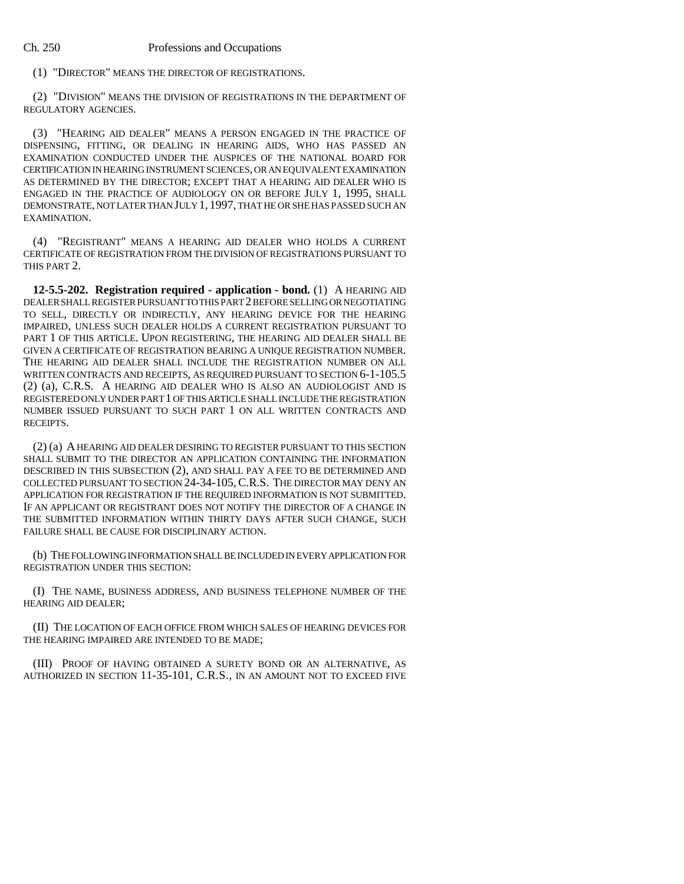(1) "DIRECTOR" MEANS THE DIRECTOR OF REGISTRATIONS.

(2) "DIVISION" MEANS THE DIVISION OF REGISTRATIONS IN THE DEPARTMENT OF REGULATORY AGENCIES.

(3) "HEARING AID DEALER" MEANS A PERSON ENGAGED IN THE PRACTICE OF DISPENSING, FITTING, OR DEALING IN HEARING AIDS, WHO HAS PASSED AN EXAMINATION CONDUCTED UNDER THE AUSPICES OF THE NATIONAL BOARD FOR CERTIFICATION IN HEARING INSTRUMENT SCIENCES, OR AN EQUIVALENT EXAMINATION AS DETERMINED BY THE DIRECTOR; EXCEPT THAT A HEARING AID DEALER WHO IS ENGAGED IN THE PRACTICE OF AUDIOLOGY ON OR BEFORE JULY 1, 1995, SHALL DEMONSTRATE, NOT LATER THAN JULY 1, 1997, THAT HE OR SHE HAS PASSED SUCH AN EXAMINATION.

(4) "REGISTRANT" MEANS A HEARING AID DEALER WHO HOLDS A CURRENT CERTIFICATE OF REGISTRATION FROM THE DIVISION OF REGISTRATIONS PURSUANT TO THIS PART 2.

**12-5.5-202. Registration required - application - bond.** (1) A HEARING AID DEALER SHALL REGISTER PURSUANT TO THIS PART 2 BEFORE SELLING OR NEGOTIATING TO SELL, DIRECTLY OR INDIRECTLY, ANY HEARING DEVICE FOR THE HEARING IMPAIRED, UNLESS SUCH DEALER HOLDS A CURRENT REGISTRATION PURSUANT TO PART 1 OF THIS ARTICLE. UPON REGISTERING, THE HEARING AID DEALER SHALL BE GIVEN A CERTIFICATE OF REGISTRATION BEARING A UNIQUE REGISTRATION NUMBER. THE HEARING AID DEALER SHALL INCLUDE THE REGISTRATION NUMBER ON ALL WRITTEN CONTRACTS AND RECEIPTS, AS REQUIRED PURSUANT TO SECTION 6-1-105.5 (2) (a), C.R.S. A HEARING AID DEALER WHO IS ALSO AN AUDIOLOGIST AND IS REGISTERED ONLY UNDER PART 1 OF THIS ARTICLE SHALL INCLUDE THE REGISTRATION NUMBER ISSUED PURSUANT TO SUCH PART 1 ON ALL WRITTEN CONTRACTS AND RECEIPTS.

(2) (a) A HEARING AID DEALER DESIRING TO REGISTER PURSUANT TO THIS SECTION SHALL SUBMIT TO THE DIRECTOR AN APPLICATION CONTAINING THE INFORMATION DESCRIBED IN THIS SUBSECTION (2), AND SHALL PAY A FEE TO BE DETERMINED AND COLLECTED PURSUANT TO SECTION 24-34-105, C.R.S. THE DIRECTOR MAY DENY AN APPLICATION FOR REGISTRATION IF THE REQUIRED INFORMATION IS NOT SUBMITTED. IF AN APPLICANT OR REGISTRANT DOES NOT NOTIFY THE DIRECTOR OF A CHANGE IN THE SUBMITTED INFORMATION WITHIN THIRTY DAYS AFTER SUCH CHANGE, SUCH FAILURE SHALL BE CAUSE FOR DISCIPLINARY ACTION.

(b) THE FOLLOWING INFORMATION SHALL BE INCLUDED IN EVERY APPLICATION FOR REGISTRATION UNDER THIS SECTION:

(I) THE NAME, BUSINESS ADDRESS, AND BUSINESS TELEPHONE NUMBER OF THE HEARING AID DEALER;

(II) THE LOCATION OF EACH OFFICE FROM WHICH SALES OF HEARING DEVICES FOR THE HEARING IMPAIRED ARE INTENDED TO BE MADE;

(III) PROOF OF HAVING OBTAINED A SURETY BOND OR AN ALTERNATIVE, AS AUTHORIZED IN SECTION 11-35-101, C.R.S., IN AN AMOUNT NOT TO EXCEED FIVE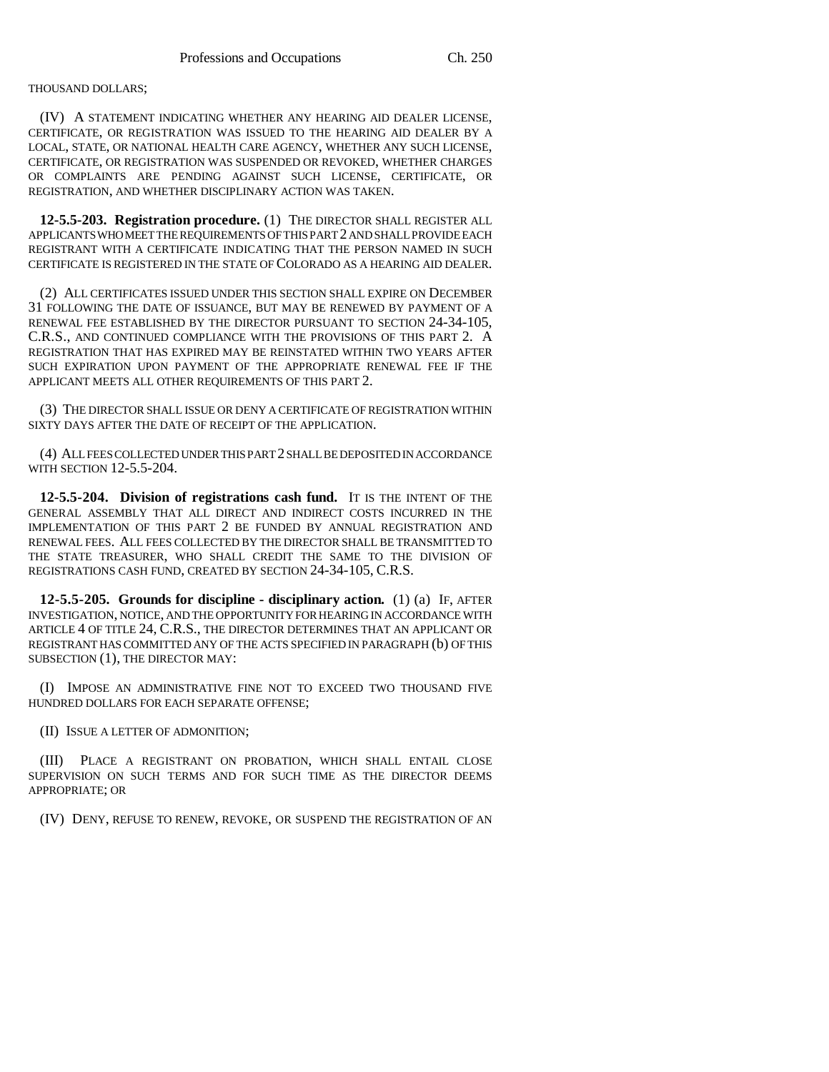THOUSAND DOLLARS;

(IV) A STATEMENT INDICATING WHETHER ANY HEARING AID DEALER LICENSE, CERTIFICATE, OR REGISTRATION WAS ISSUED TO THE HEARING AID DEALER BY A LOCAL, STATE, OR NATIONAL HEALTH CARE AGENCY, WHETHER ANY SUCH LICENSE, CERTIFICATE, OR REGISTRATION WAS SUSPENDED OR REVOKED, WHETHER CHARGES OR COMPLAINTS ARE PENDING AGAINST SUCH LICENSE, CERTIFICATE, OR REGISTRATION, AND WHETHER DISCIPLINARY ACTION WAS TAKEN.

**12-5.5-203. Registration procedure.** (1) THE DIRECTOR SHALL REGISTER ALL APPLICANTS WHO MEET THE REQUIREMENTS OF THIS PART 2 AND SHALL PROVIDE EACH REGISTRANT WITH A CERTIFICATE INDICATING THAT THE PERSON NAMED IN SUCH CERTIFICATE IS REGISTERED IN THE STATE OF COLORADO AS A HEARING AID DEALER.

(2) ALL CERTIFICATES ISSUED UNDER THIS SECTION SHALL EXPIRE ON DECEMBER 31 FOLLOWING THE DATE OF ISSUANCE, BUT MAY BE RENEWED BY PAYMENT OF A RENEWAL FEE ESTABLISHED BY THE DIRECTOR PURSUANT TO SECTION 24-34-105, C.R.S., AND CONTINUED COMPLIANCE WITH THE PROVISIONS OF THIS PART 2. A REGISTRATION THAT HAS EXPIRED MAY BE REINSTATED WITHIN TWO YEARS AFTER SUCH EXPIRATION UPON PAYMENT OF THE APPROPRIATE RENEWAL FEE IF THE APPLICANT MEETS ALL OTHER REQUIREMENTS OF THIS PART 2.

(3) THE DIRECTOR SHALL ISSUE OR DENY A CERTIFICATE OF REGISTRATION WITHIN SIXTY DAYS AFTER THE DATE OF RECEIPT OF THE APPLICATION.

(4) ALL FEES COLLECTED UNDER THIS PART 2 SHALL BE DEPOSITED IN ACCORDANCE WITH SECTION 12-5.5-204.

**12-5.5-204. Division of registrations cash fund.** IT IS THE INTENT OF THE GENERAL ASSEMBLY THAT ALL DIRECT AND INDIRECT COSTS INCURRED IN THE IMPLEMENTATION OF THIS PART 2 BE FUNDED BY ANNUAL REGISTRATION AND RENEWAL FEES. ALL FEES COLLECTED BY THE DIRECTOR SHALL BE TRANSMITTED TO THE STATE TREASURER, WHO SHALL CREDIT THE SAME TO THE DIVISION OF REGISTRATIONS CASH FUND, CREATED BY SECTION 24-34-105, C.R.S.

**12-5.5-205. Grounds for discipline - disciplinary action.** (1) (a) IF, AFTER INVESTIGATION, NOTICE, AND THE OPPORTUNITY FOR HEARING IN ACCORDANCE WITH ARTICLE 4 OF TITLE 24, C.R.S., THE DIRECTOR DETERMINES THAT AN APPLICANT OR REGISTRANT HAS COMMITTED ANY OF THE ACTS SPECIFIED IN PARAGRAPH (b) OF THIS SUBSECTION (1), THE DIRECTOR MAY:

(I) IMPOSE AN ADMINISTRATIVE FINE NOT TO EXCEED TWO THOUSAND FIVE HUNDRED DOLLARS FOR EACH SEPARATE OFFENSE;

(II) ISSUE A LETTER OF ADMONITION;

(III) PLACE A REGISTRANT ON PROBATION, WHICH SHALL ENTAIL CLOSE SUPERVISION ON SUCH TERMS AND FOR SUCH TIME AS THE DIRECTOR DEEMS APPROPRIATE; OR

(IV) DENY, REFUSE TO RENEW, REVOKE, OR SUSPEND THE REGISTRATION OF AN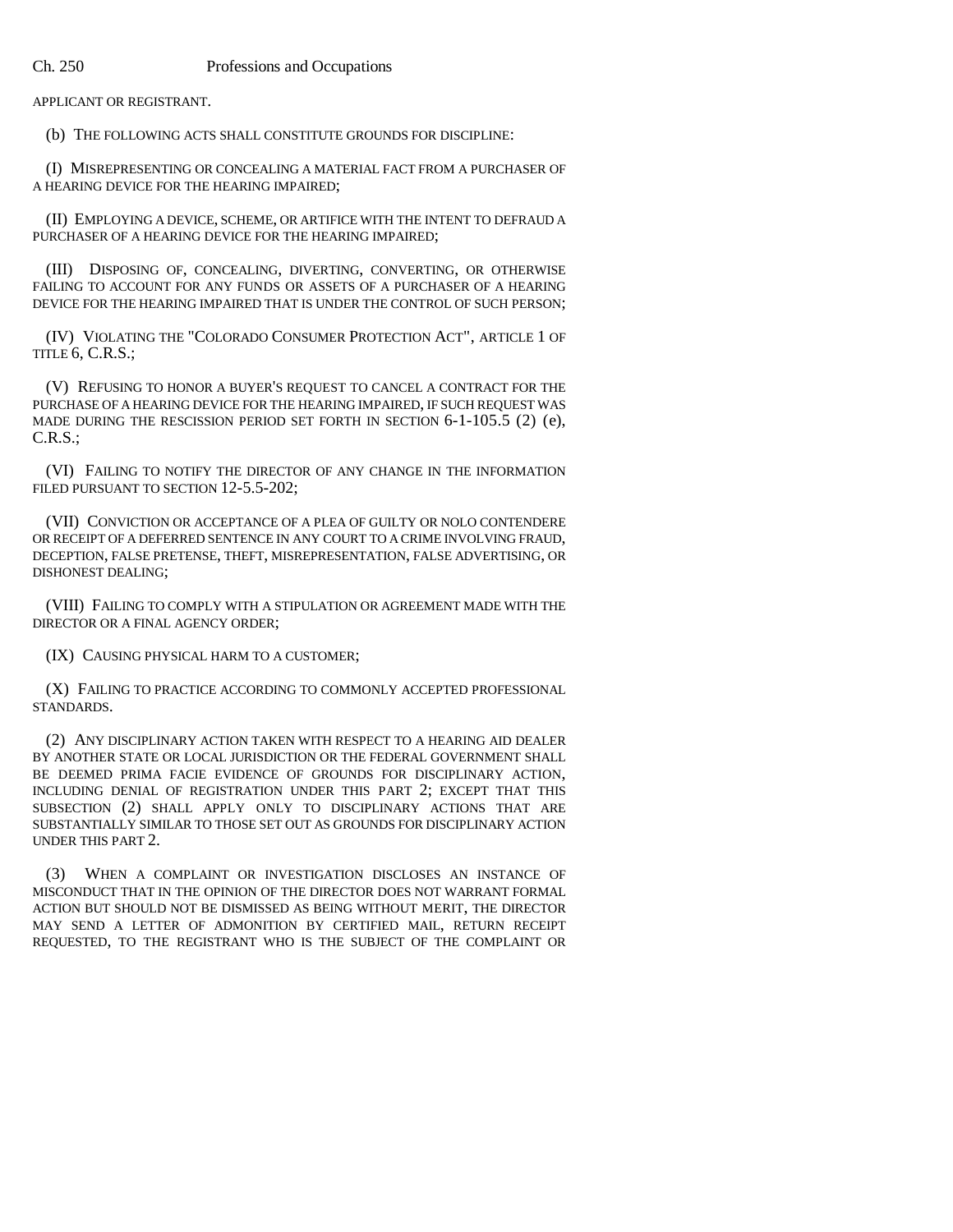APPLICANT OR REGISTRANT.

(b) THE FOLLOWING ACTS SHALL CONSTITUTE GROUNDS FOR DISCIPLINE:

(I) MISREPRESENTING OR CONCEALING A MATERIAL FACT FROM A PURCHASER OF A HEARING DEVICE FOR THE HEARING IMPAIRED;

(II) EMPLOYING A DEVICE, SCHEME, OR ARTIFICE WITH THE INTENT TO DEFRAUD A PURCHASER OF A HEARING DEVICE FOR THE HEARING IMPAIRED;

(III) DISPOSING OF, CONCEALING, DIVERTING, CONVERTING, OR OTHERWISE FAILING TO ACCOUNT FOR ANY FUNDS OR ASSETS OF A PURCHASER OF A HEARING DEVICE FOR THE HEARING IMPAIRED THAT IS UNDER THE CONTROL OF SUCH PERSON;

(IV) VIOLATING THE "COLORADO CONSUMER PROTECTION ACT", ARTICLE 1 OF TITLE 6, C.R.S.;

(V) REFUSING TO HONOR A BUYER'S REQUEST TO CANCEL A CONTRACT FOR THE PURCHASE OF A HEARING DEVICE FOR THE HEARING IMPAIRED, IF SUCH REQUEST WAS MADE DURING THE RESCISSION PERIOD SET FORTH IN SECTION 6-1-105.5 (2) (e), C.R.S.;

(VI) FAILING TO NOTIFY THE DIRECTOR OF ANY CHANGE IN THE INFORMATION FILED PURSUANT TO SECTION 12-5.5-202;

(VII) CONVICTION OR ACCEPTANCE OF A PLEA OF GUILTY OR NOLO CONTENDERE OR RECEIPT OF A DEFERRED SENTENCE IN ANY COURT TO A CRIME INVOLVING FRAUD, DECEPTION, FALSE PRETENSE, THEFT, MISREPRESENTATION, FALSE ADVERTISING, OR DISHONEST DEALING;

(VIII) FAILING TO COMPLY WITH A STIPULATION OR AGREEMENT MADE WITH THE DIRECTOR OR A FINAL AGENCY ORDER;

(IX) CAUSING PHYSICAL HARM TO A CUSTOMER;

(X) FAILING TO PRACTICE ACCORDING TO COMMONLY ACCEPTED PROFESSIONAL STANDARDS.

(2) ANY DISCIPLINARY ACTION TAKEN WITH RESPECT TO A HEARING AID DEALER BY ANOTHER STATE OR LOCAL JURISDICTION OR THE FEDERAL GOVERNMENT SHALL BE DEEMED PRIMA FACIE EVIDENCE OF GROUNDS FOR DISCIPLINARY ACTION, INCLUDING DENIAL OF REGISTRATION UNDER THIS PART 2; EXCEPT THAT THIS SUBSECTION (2) SHALL APPLY ONLY TO DISCIPLINARY ACTIONS THAT ARE SUBSTANTIALLY SIMILAR TO THOSE SET OUT AS GROUNDS FOR DISCIPLINARY ACTION UNDER THIS PART 2.

(3) WHEN A COMPLAINT OR INVESTIGATION DISCLOSES AN INSTANCE OF MISCONDUCT THAT IN THE OPINION OF THE DIRECTOR DOES NOT WARRANT FORMAL ACTION BUT SHOULD NOT BE DISMISSED AS BEING WITHOUT MERIT, THE DIRECTOR MAY SEND A LETTER OF ADMONITION BY CERTIFIED MAIL, RETURN RECEIPT REQUESTED, TO THE REGISTRANT WHO IS THE SUBJECT OF THE COMPLAINT OR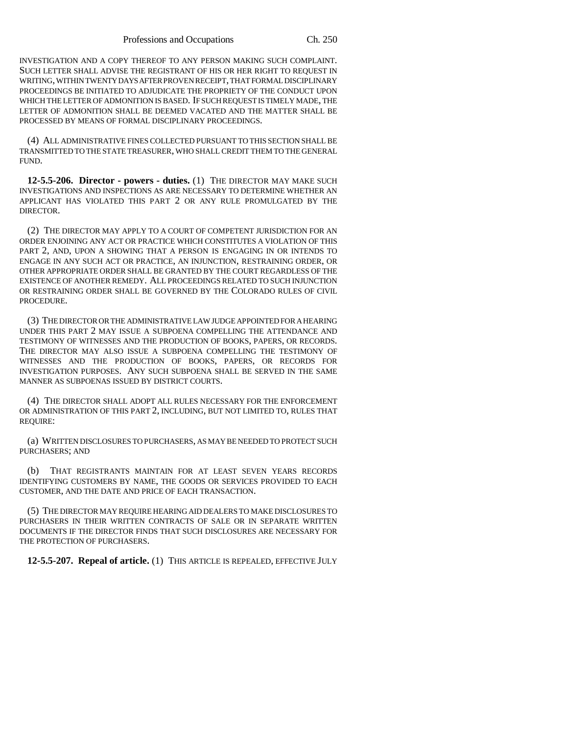INVESTIGATION AND A COPY THEREOF TO ANY PERSON MAKING SUCH COMPLAINT. SUCH LETTER SHALL ADVISE THE REGISTRANT OF HIS OR HER RIGHT TO REQUEST IN WRITING, WITHIN TWENTY DAYS AFTER PROVEN RECEIPT, THAT FORMAL DISCIPLINARY PROCEEDINGS BE INITIATED TO ADJUDICATE THE PROPRIETY OF THE CONDUCT UPON WHICH THE LETTER OF ADMONITION IS BASED. IF SUCH REQUEST IS TIMELY MADE, THE LETTER OF ADMONITION SHALL BE DEEMED VACATED AND THE MATTER SHALL BE PROCESSED BY MEANS OF FORMAL DISCIPLINARY PROCEEDINGS.

(4) ALL ADMINISTRATIVE FINES COLLECTED PURSUANT TO THIS SECTION SHALL BE TRANSMITTED TO THE STATE TREASURER, WHO SHALL CREDIT THEM TO THE GENERAL FUND.

**12-5.5-206. Director - powers - duties.** (1) THE DIRECTOR MAY MAKE SUCH INVESTIGATIONS AND INSPECTIONS AS ARE NECESSARY TO DETERMINE WHETHER AN APPLICANT HAS VIOLATED THIS PART 2 OR ANY RULE PROMULGATED BY THE DIRECTOR.

(2) THE DIRECTOR MAY APPLY TO A COURT OF COMPETENT JURISDICTION FOR AN ORDER ENJOINING ANY ACT OR PRACTICE WHICH CONSTITUTES A VIOLATION OF THIS PART 2, AND, UPON A SHOWING THAT A PERSON IS ENGAGING IN OR INTENDS TO ENGAGE IN ANY SUCH ACT OR PRACTICE, AN INJUNCTION, RESTRAINING ORDER, OR OTHER APPROPRIATE ORDER SHALL BE GRANTED BY THE COURT REGARDLESS OF THE EXISTENCE OF ANOTHER REMEDY. ALL PROCEEDINGS RELATED TO SUCH INJUNCTION OR RESTRAINING ORDER SHALL BE GOVERNED BY THE COLORADO RULES OF CIVIL PROCEDURE.

(3) THE DIRECTOR OR THE ADMINISTRATIVE LAW JUDGE APPOINTED FOR A HEARING UNDER THIS PART 2 MAY ISSUE A SUBPOENA COMPELLING THE ATTENDANCE AND TESTIMONY OF WITNESSES AND THE PRODUCTION OF BOOKS, PAPERS, OR RECORDS. THE DIRECTOR MAY ALSO ISSUE A SUBPOENA COMPELLING THE TESTIMONY OF WITNESSES AND THE PRODUCTION OF BOOKS, PAPERS, OR RECORDS FOR INVESTIGATION PURPOSES. ANY SUCH SUBPOENA SHALL BE SERVED IN THE SAME MANNER AS SUBPOENAS ISSUED BY DISTRICT COURTS.

(4) THE DIRECTOR SHALL ADOPT ALL RULES NECESSARY FOR THE ENFORCEMENT OR ADMINISTRATION OF THIS PART 2, INCLUDING, BUT NOT LIMITED TO, RULES THAT REQUIRE:

(a) WRITTEN DISCLOSURES TO PURCHASERS, AS MAY BE NEEDED TO PROTECT SUCH PURCHASERS; AND

(b) THAT REGISTRANTS MAINTAIN FOR AT LEAST SEVEN YEARS RECORDS IDENTIFYING CUSTOMERS BY NAME, THE GOODS OR SERVICES PROVIDED TO EACH CUSTOMER, AND THE DATE AND PRICE OF EACH TRANSACTION.

(5) THE DIRECTOR MAY REQUIRE HEARING AID DEALERS TO MAKE DISCLOSURES TO PURCHASERS IN THEIR WRITTEN CONTRACTS OF SALE OR IN SEPARATE WRITTEN DOCUMENTS IF THE DIRECTOR FINDS THAT SUCH DISCLOSURES ARE NECESSARY FOR THE PROTECTION OF PURCHASERS.

**12-5.5-207. Repeal of article.** (1) THIS ARTICLE IS REPEALED, EFFECTIVE JULY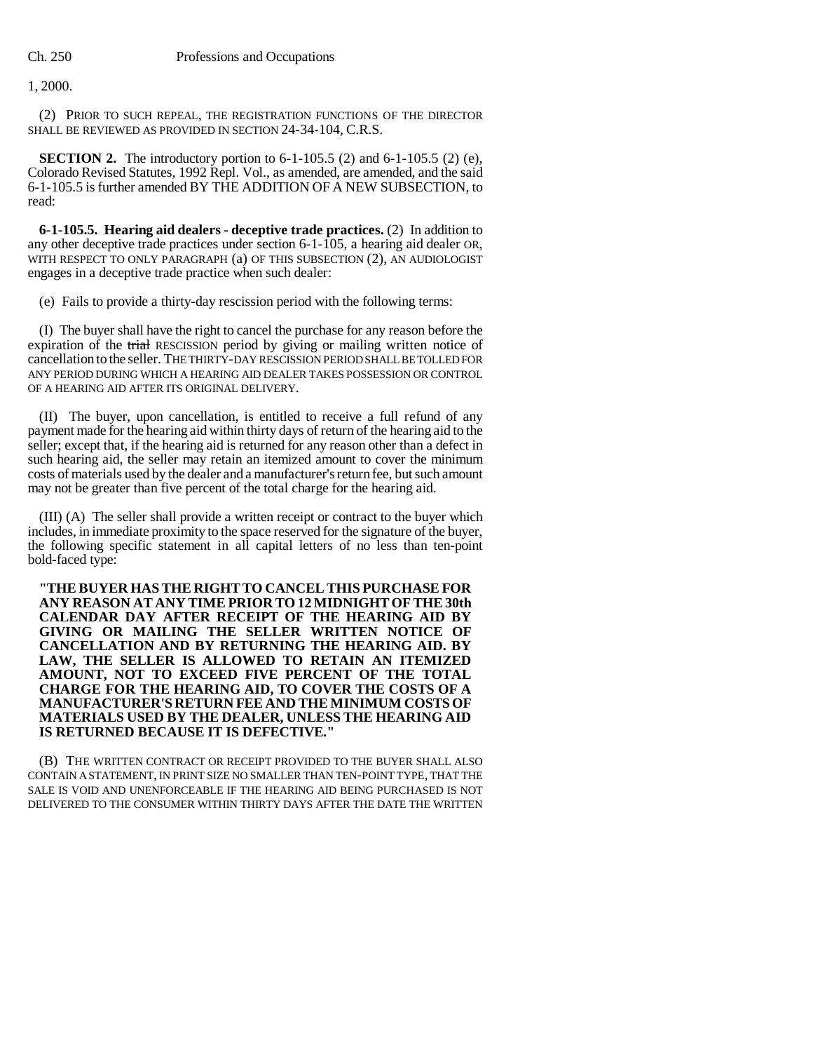1, 2000.

(2) PRIOR TO SUCH REPEAL, THE REGISTRATION FUNCTIONS OF THE DIRECTOR SHALL BE REVIEWED AS PROVIDED IN SECTION 24-34-104, C.R.S.

**SECTION 2.** The introductory portion to 6-1-105.5 (2) and 6-1-105.5 (2) (e), Colorado Revised Statutes, 1992 Repl. Vol., as amended, are amended, and the said 6-1-105.5 is further amended BY THE ADDITION OF A NEW SUBSECTION, to read:

**6-1-105.5. Hearing aid dealers - deceptive trade practices.** (2) In addition to any other deceptive trade practices under section 6-1-105, a hearing aid dealer OR, WITH RESPECT TO ONLY PARAGRAPH (a) OF THIS SUBSECTION (2), AN AUDIOLOGIST engages in a deceptive trade practice when such dealer:

(e) Fails to provide a thirty-day rescission period with the following terms:

(I) The buyer shall have the right to cancel the purchase for any reason before the expiration of the ~~trial~~ RESCISSION period by giving or mailing written notice of cancellation to the seller. THE THIRTY-DAY RESCISSION PERIOD SHALL BE TOLLED FOR ANY PERIOD DURING WHICH A HEARING AID DEALER TAKES POSSESSION OR CONTROL OF A HEARING AID AFTER ITS ORIGINAL DELIVERY.

(II) The buyer, upon cancellation, is entitled to receive a full refund of any payment made for the hearing aid within thirty days of return of the hearing aid to the seller; except that, if the hearing aid is returned for any reason other than a defect in such hearing aid, the seller may retain an itemized amount to cover the minimum costs of materials used by the dealer and a manufacturer's return fee, but such amount may not be greater than five percent of the total charge for the hearing aid.

(III) (A) The seller shall provide a written receipt or contract to the buyer which includes, in immediate proximity to the space reserved for the signature of the buyer, the following specific statement in all capital letters of no less than ten-point bold-faced type:

**"THE BUYER HAS THE RIGHT TO CANCEL THIS PURCHASE FOR ANY REASON AT ANY TIME PRIOR TO 12 MIDNIGHT OF THE 30th CALENDAR DAY AFTER RECEIPT OF THE HEARING AID BY GIVING OR MAILING THE SELLER WRITTEN NOTICE OF CANCELLATION AND BY RETURNING THE HEARING AID. BY LAW, THE SELLER IS ALLOWED TO RETAIN AN ITEMIZED AMOUNT, NOT TO EXCEED FIVE PERCENT OF THE TOTAL CHARGE FOR THE HEARING AID, TO COVER THE COSTS OF A MANUFACTURER'S RETURN FEE AND THE MINIMUM COSTS OF MATERIALS USED BY THE DEALER, UNLESS THE HEARING AID IS RETURNED BECAUSE IT IS DEFECTIVE."**

(B) THE WRITTEN CONTRACT OR RECEIPT PROVIDED TO THE BUYER SHALL ALSO CONTAIN A STATEMENT, IN PRINT SIZE NO SMALLER THAN TEN-POINT TYPE, THAT THE SALE IS VOID AND UNENFORCEABLE IF THE HEARING AID BEING PURCHASED IS NOT DELIVERED TO THE CONSUMER WITHIN THIRTY DAYS AFTER THE DATE THE WRITTEN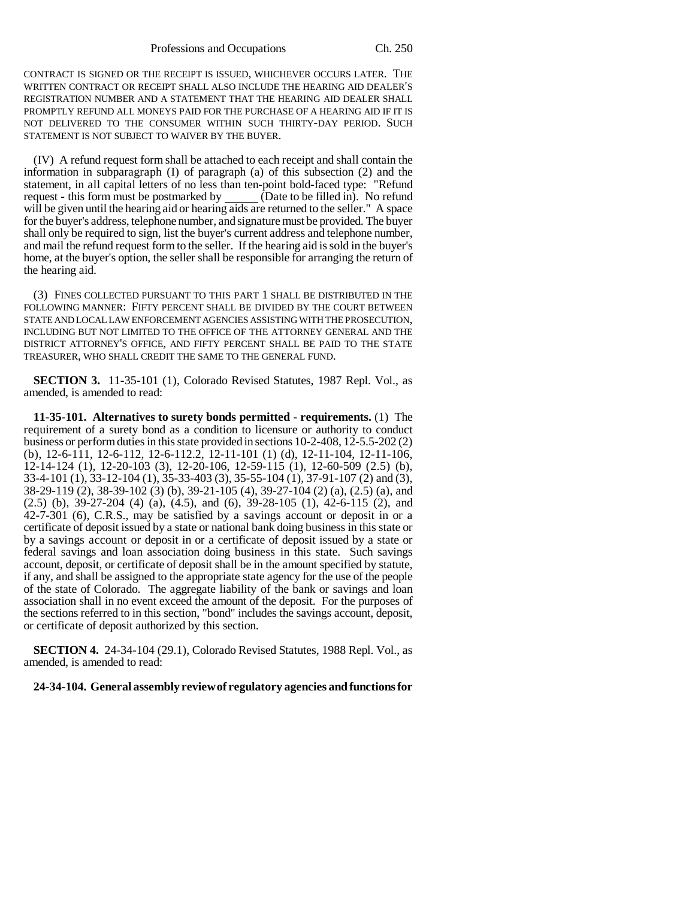CONTRACT IS SIGNED OR THE RECEIPT IS ISSUED, WHICHEVER OCCURS LATER. THE WRITTEN CONTRACT OR RECEIPT SHALL ALSO INCLUDE THE HEARING AID DEALER'S REGISTRATION NUMBER AND A STATEMENT THAT THE HEARING AID DEALER SHALL PROMPTLY REFUND ALL MONEYS PAID FOR THE PURCHASE OF A HEARING AID IF IT IS NOT DELIVERED TO THE CONSUMER WITHIN SUCH THIRTY-DAY PERIOD. SUCH STATEMENT IS NOT SUBJECT TO WAIVER BY THE BUYER.

(IV) A refund request form shall be attached to each receipt and shall contain the information in subparagraph (I) of paragraph (a) of this subsection (2) and the statement, in all capital letters of no less than ten-point bold-faced type: "Refund request - this form must be postmarked by ______ (Date to be filled in). No refund will be given until the hearing aid or hearing aids are returned to the seller." A space for the buyer's address, telephone number, and signature must be provided. The buyer shall only be required to sign, list the buyer's current address and telephone number, and mail the refund request form to the seller. If the hearing aid is sold in the buyer's home, at the buyer's option, the seller shall be responsible for arranging the return of the hearing aid.

(3) FINES COLLECTED PURSUANT TO THIS PART 1 SHALL BE DISTRIBUTED IN THE FOLLOWING MANNER: FIFTY PERCENT SHALL BE DIVIDED BY THE COURT BETWEEN STATE AND LOCAL LAW ENFORCEMENT AGENCIES ASSISTING WITH THE PROSECUTION, INCLUDING BUT NOT LIMITED TO THE OFFICE OF THE ATTORNEY GENERAL AND THE DISTRICT ATTORNEY'S OFFICE, AND FIFTY PERCENT SHALL BE PAID TO THE STATE TREASURER, WHO SHALL CREDIT THE SAME TO THE GENERAL FUND.

**SECTION 3.** 11-35-101 (1), Colorado Revised Statutes, 1987 Repl. Vol., as amended, is amended to read:

**11-35-101. Alternatives to surety bonds permitted - requirements.** (1) The requirement of a surety bond as a condition to licensure or authority to conduct business or perform duties in this state provided in sections 10-2-408, 12-5.5-202 (2) (b), 12-6-111, 12-6-112, 12-6-112.2, 12-11-101 (1) (d), 12-11-104, 12-11-106, 12-14-124 (1), 12-20-103 (3), 12-20-106, 12-59-115 (1), 12-60-509 (2.5) (b), 33-4-101 (1), 33-12-104 (1), 35-33-403 (3), 35-55-104 (1), 37-91-107 (2) and (3), 38-29-119 (2), 38-39-102 (3) (b), 39-21-105 (4), 39-27-104 (2) (a), (2.5) (a), and (2.5) (b), 39-27-204 (4) (a), (4.5), and (6), 39-28-105 (1), 42-6-115 (2), and 42-7-301 (6), C.R.S., may be satisfied by a savings account or deposit in or a certificate of deposit issued by a state or national bank doing business in this state or by a savings account or deposit in or a certificate of deposit issued by a state or federal savings and loan association doing business in this state. Such savings account, deposit, or certificate of deposit shall be in the amount specified by statute, if any, and shall be assigned to the appropriate state agency for the use of the people of the state of Colorado. The aggregate liability of the bank or savings and loan association shall in no event exceed the amount of the deposit. For the purposes of the sections referred to in this section, "bond" includes the savings account, deposit, or certificate of deposit authorized by this section.

**SECTION 4.** 24-34-104 (29.1), Colorado Revised Statutes, 1988 Repl. Vol., as amended, is amended to read:

**24-34-104. General assembly review of regulatory agencies and functions for**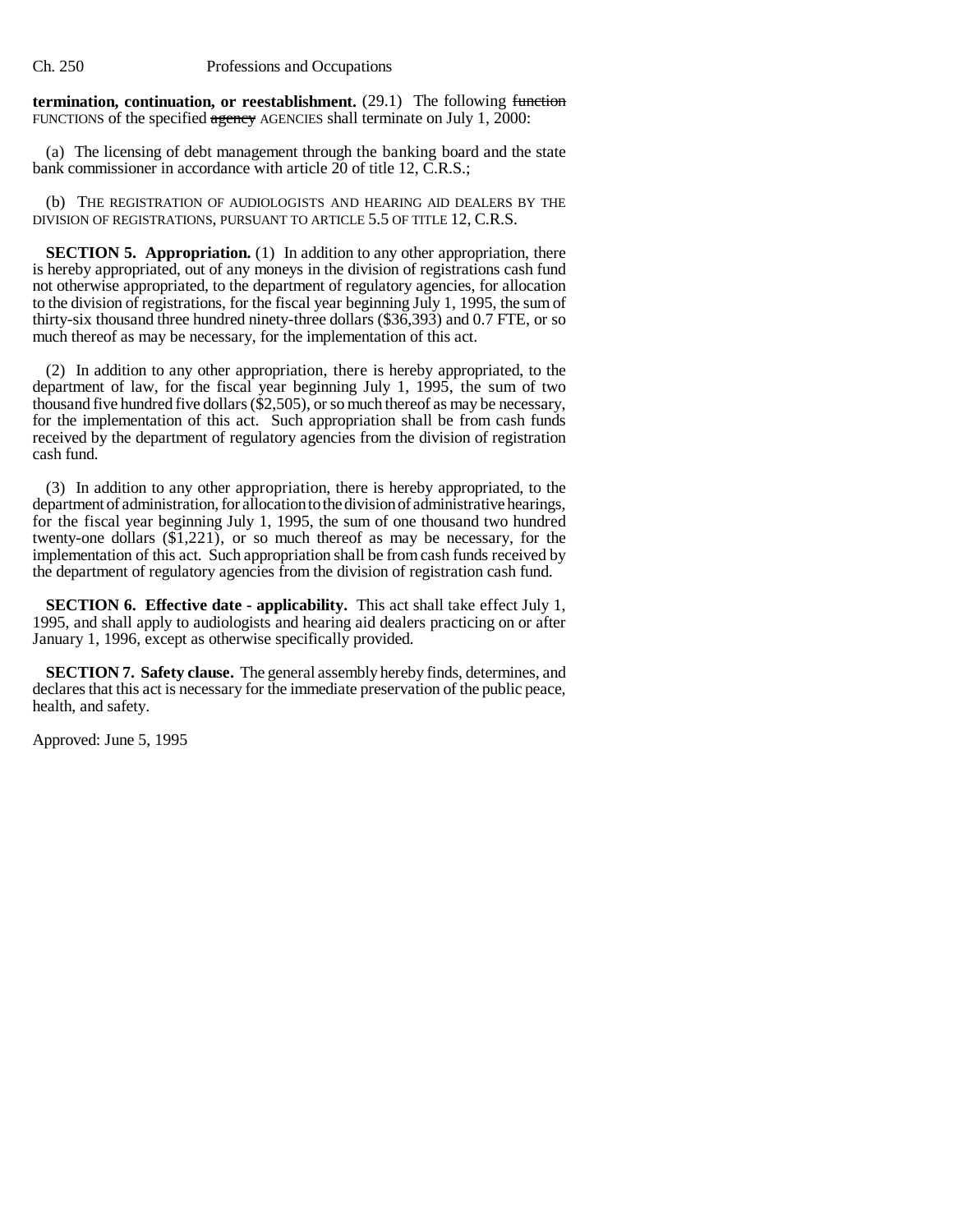**termination, continuation, or reestablishment.** (29.1) The following ~~function~~ FUNCTIONS of the specified ~~agency~~ AGENCIES shall terminate on July 1, 2000:

(a) The licensing of debt management through the banking board and the state bank commissioner in accordance with article 20 of title 12, C.R.S.;

(b) THE REGISTRATION OF AUDIOLOGISTS AND HEARING AID DEALERS BY THE DIVISION OF REGISTRATIONS, PURSUANT TO ARTICLE 5.5 OF TITLE 12, C.R.S.

**SECTION 5. Appropriation.** (1) In addition to any other appropriation, there is hereby appropriated, out of any moneys in the division of registrations cash fund not otherwise appropriated, to the department of regulatory agencies, for allocation to the division of registrations, for the fiscal year beginning July 1, 1995, the sum of thirty-six thousand three hundred ninety-three dollars ($36,393) and 0.7 FTE, or so much thereof as may be necessary, for the implementation of this act.

(2) In addition to any other appropriation, there is hereby appropriated, to the department of law, for the fiscal year beginning July 1, 1995, the sum of two thousand five hundred five dollars ($2,505), or so much thereof as may be necessary, for the implementation of this act. Such appropriation shall be from cash funds received by the department of regulatory agencies from the division of registration cash fund.

(3) In addition to any other appropriation, there is hereby appropriated, to the department of administration, for allocation to the division of administrative hearings, for the fiscal year beginning July 1, 1995, the sum of one thousand two hundred twenty-one dollars ($1,221), or so much thereof as may be necessary, for the implementation of this act. Such appropriation shall be from cash funds received by the department of regulatory agencies from the division of registration cash fund.

**SECTION 6. Effective date - applicability.** This act shall take effect July 1, 1995, and shall apply to audiologists and hearing aid dealers practicing on or after January 1, 1996, except as otherwise specifically provided.

**SECTION 7. Safety clause.** The general assembly hereby finds, determines, and declares that this act is necessary for the immediate preservation of the public peace, health, and safety.

Approved: June 5, 1995